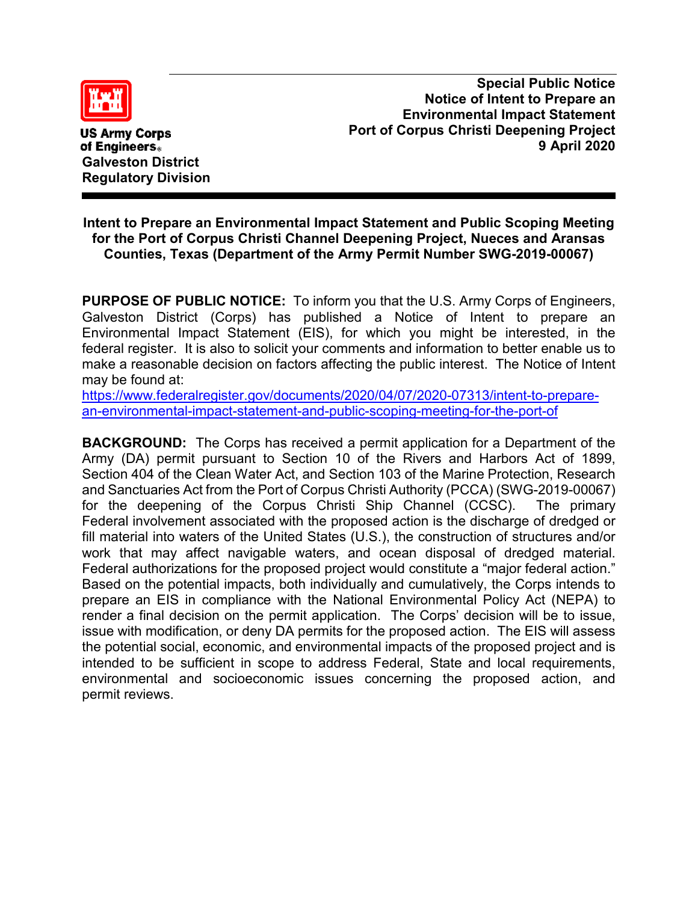US Army Corps of Engineers
Galveston District
Regulatory Division

**Special Public Notice**
**Notice of Intent to Prepare an Environmental Impact Statement**
**Port of Corpus Christi Deepening Project**
**9 April 2020**

## Intent to Prepare an Environmental Impact Statement and Public Scoping Meeting for the Port of Corpus Christi Channel Deepening Project, Nueces and Aransas Counties, Texas (Department of the Army Permit Number SWG-2019-00067)

**PURPOSE OF PUBLIC NOTICE:** To inform you that the U.S. Army Corps of Engineers, Galveston District (Corps) has published a Notice of Intent to prepare an Environmental Impact Statement (EIS), for which you might be interested, in the federal register. It is also to solicit your comments and information to better enable us to make a reasonable decision on factors affecting the public interest. The Notice of Intent may be found at:
https://www.federalregister.gov/documents/2020/04/07/2020-07313/intent-to-prepare-an-environmental-impact-statement-and-public-scoping-meeting-for-the-port-of

**BACKGROUND:** The Corps has received a permit application for a Department of the Army (DA) permit pursuant to Section 10 of the Rivers and Harbors Act of 1899, Section 404 of the Clean Water Act, and Section 103 of the Marine Protection, Research and Sanctuaries Act from the Port of Corpus Christi Authority (PCCA) (SWG-2019-00067) for the deepening of the Corpus Christi Ship Channel (CCSC). The primary Federal involvement associated with the proposed action is the discharge of dredged or fill material into waters of the United States (U.S.), the construction of structures and/or work that may affect navigable waters, and ocean disposal of dredged material. Federal authorizations for the proposed project would constitute a "major federal action." Based on the potential impacts, both individually and cumulatively, the Corps intends to prepare an EIS in compliance with the National Environmental Policy Act (NEPA) to render a final decision on the permit application. The Corps' decision will be to issue, issue with modification, or deny DA permits for the proposed action. The EIS will assess the potential social, economic, and environmental impacts of the proposed project and is intended to be sufficient in scope to address Federal, State and local requirements, environmental and socioeconomic issues concerning the proposed action, and permit reviews.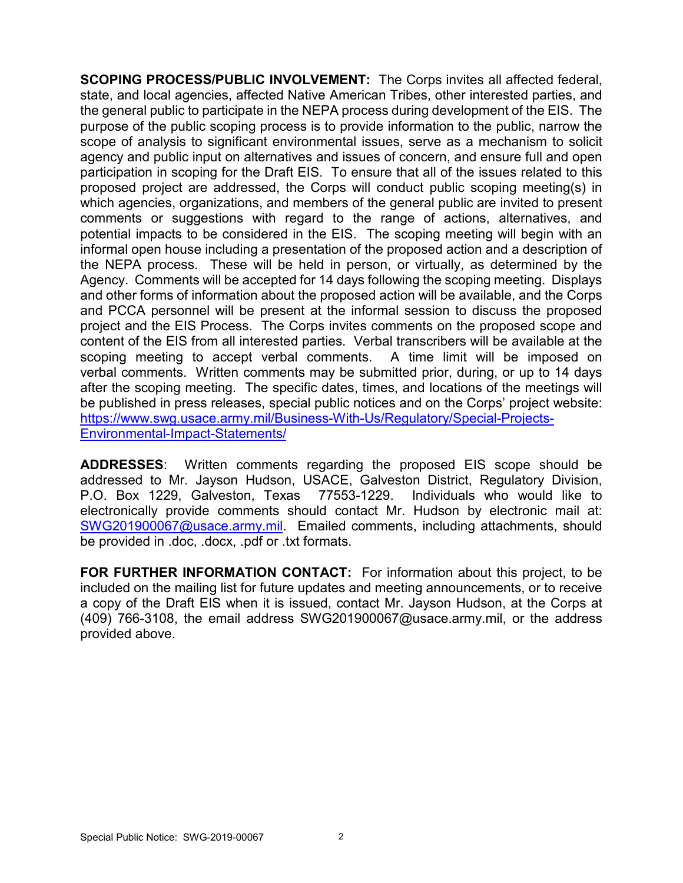**SCOPING PROCESS/PUBLIC INVOLVEMENT:** The Corps invites all affected federal, state, and local agencies, affected Native American Tribes, other interested parties, and the general public to participate in the NEPA process during development of the EIS. The purpose of the public scoping process is to provide information to the public, narrow the scope of analysis to significant environmental issues, serve as a mechanism to solicit agency and public input on alternatives and issues of concern, and ensure full and open participation in scoping for the Draft EIS. To ensure that all of the issues related to this proposed project are addressed, the Corps will conduct public scoping meeting(s) in which agencies, organizations, and members of the general public are invited to present comments or suggestions with regard to the range of actions, alternatives, and potential impacts to be considered in the EIS. The scoping meeting will begin with an informal open house including a presentation of the proposed action and a description of the NEPA process. These will be held in person, or virtually, as determined by the Agency. Comments will be accepted for 14 days following the scoping meeting. Displays and other forms of information about the proposed action will be available, and the Corps and PCCA personnel will be present at the informal session to discuss the proposed project and the EIS Process. The Corps invites comments on the proposed scope and content of the EIS from all interested parties. Verbal transcribers will be available at the scoping meeting to accept verbal comments. A time limit will be imposed on verbal comments. Written comments may be submitted prior, during, or up to 14 days after the scoping meeting. The specific dates, times, and locations of the meetings will be published in press releases, special public notices and on the Corps' project website: https://www.swg.usace.army.mil/Business-With-Us/Regulatory/Special-Projects-Environmental-Impact-Statements/

**ADDRESSES**: Written comments regarding the proposed EIS scope should be addressed to Mr. Jayson Hudson, USACE, Galveston District, Regulatory Division, P.O. Box 1229, Galveston, Texas 77553-1229. Individuals who would like to electronically provide comments should contact Mr. Hudson by electronic mail at: SWG201900067@usace.army.mil. Emailed comments, including attachments, should be provided in .doc, .docx, .pdf or .txt formats.

**FOR FURTHER INFORMATION CONTACT:** For information about this project, to be included on the mailing list for future updates and meeting announcements, or to receive a copy of the Draft EIS when it is issued, contact Mr. Jayson Hudson, at the Corps at (409) 766-3108, the email address SWG201900067@usace.army.mil, or the address provided above.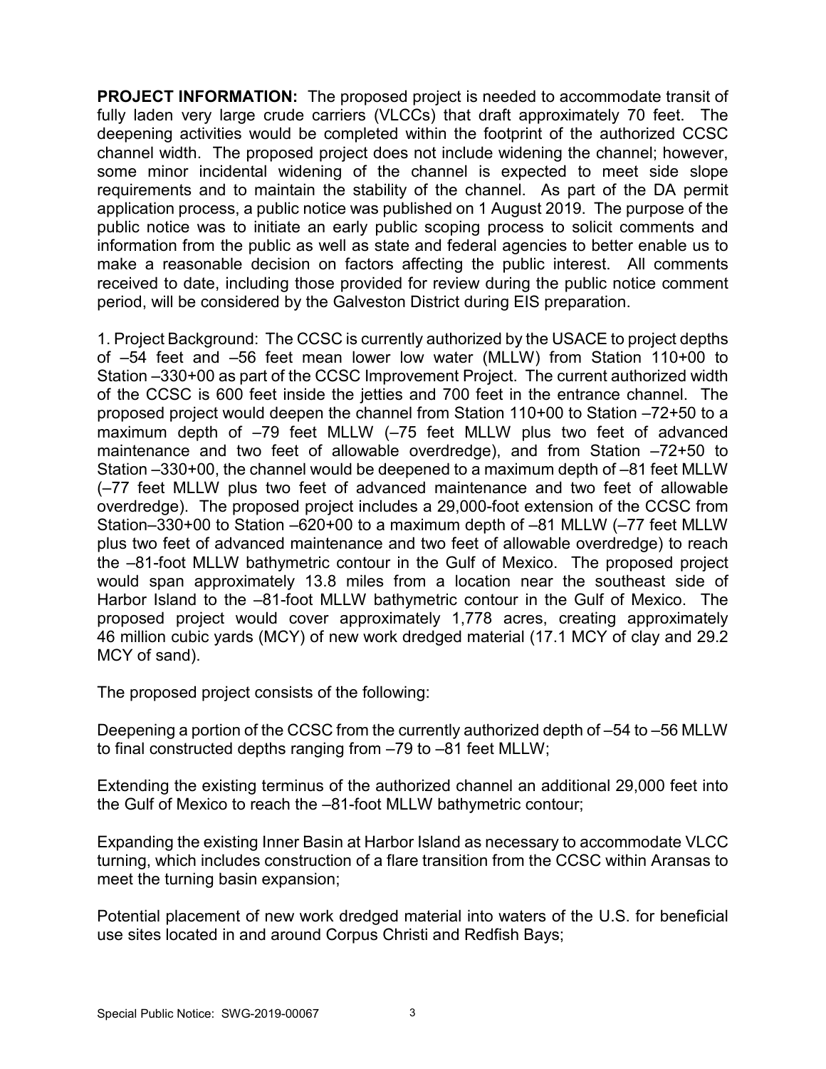**PROJECT INFORMATION:** The proposed project is needed to accommodate transit of fully laden very large crude carriers (VLCCs) that draft approximately 70 feet. The deepening activities would be completed within the footprint of the authorized CCSC channel width. The proposed project does not include widening the channel; however, some minor incidental widening of the channel is expected to meet side slope requirements and to maintain the stability of the channel. As part of the DA permit application process, a public notice was published on 1 August 2019. The purpose of the public notice was to initiate an early public scoping process to solicit comments and information from the public as well as state and federal agencies to better enable us to make a reasonable decision on factors affecting the public interest. All comments received to date, including those provided for review during the public notice comment period, will be considered by the Galveston District during EIS preparation.

1. Project Background: The CCSC is currently authorized by the USACE to project depths of –54 feet and –56 feet mean lower low water (MLLW) from Station 110+00 to Station –330+00 as part of the CCSC Improvement Project. The current authorized width of the CCSC is 600 feet inside the jetties and 700 feet in the entrance channel. The proposed project would deepen the channel from Station 110+00 to Station –72+50 to a maximum depth of –79 feet MLLW (–75 feet MLLW plus two feet of advanced maintenance and two feet of allowable overdredge), and from Station –72+50 to Station –330+00, the channel would be deepened to a maximum depth of –81 feet MLLW (–77 feet MLLW plus two feet of advanced maintenance and two feet of allowable overdredge). The proposed project includes a 29,000-foot extension of the CCSC from Station–330+00 to Station –620+00 to a maximum depth of –81 MLLW (–77 feet MLLW plus two feet of advanced maintenance and two feet of allowable overdredge) to reach the –81-foot MLLW bathymetric contour in the Gulf of Mexico. The proposed project would span approximately 13.8 miles from a location near the southeast side of Harbor Island to the –81-foot MLLW bathymetric contour in the Gulf of Mexico. The proposed project would cover approximately 1,778 acres, creating approximately 46 million cubic yards (MCY) of new work dredged material (17.1 MCY of clay and 29.2 MCY of sand).

The proposed project consists of the following:

Deepening a portion of the CCSC from the currently authorized depth of –54 to –56 MLLW to final constructed depths ranging from –79 to –81 feet MLLW;

Extending the existing terminus of the authorized channel an additional 29,000 feet into the Gulf of Mexico to reach the –81-foot MLLW bathymetric contour;

Expanding the existing Inner Basin at Harbor Island as necessary to accommodate VLCC turning, which includes construction of a flare transition from the CCSC within Aransas to meet the turning basin expansion;

Potential placement of new work dredged material into waters of the U.S. for beneficial use sites located in and around Corpus Christi and Redfish Bays;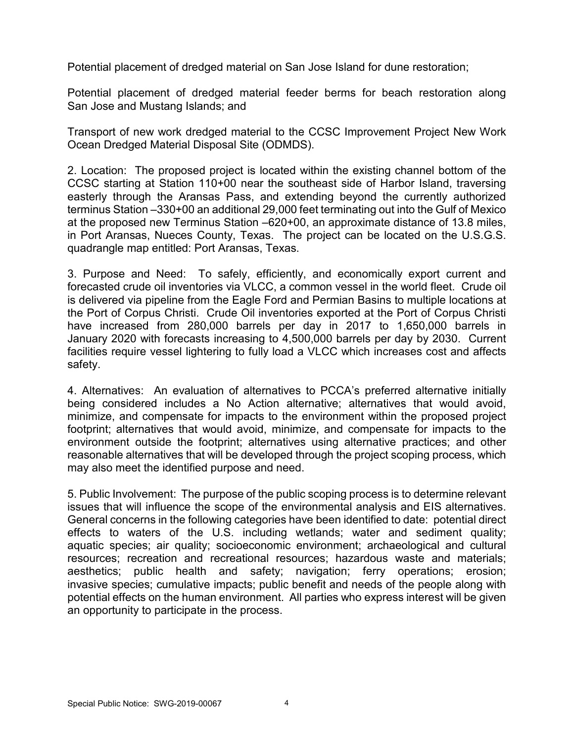Potential placement of dredged material on San Jose Island for dune restoration;

Potential placement of dredged material feeder berms for beach restoration along San Jose and Mustang Islands; and

Transport of new work dredged material to the CCSC Improvement Project New Work Ocean Dredged Material Disposal Site (ODMDS).

2. Location: The proposed project is located within the existing channel bottom of the CCSC starting at Station 110+00 near the southeast side of Harbor Island, traversing easterly through the Aransas Pass, and extending beyond the currently authorized terminus Station –330+00 an additional 29,000 feet terminating out into the Gulf of Mexico at the proposed new Terminus Station –620+00, an approximate distance of 13.8 miles, in Port Aransas, Nueces County, Texas. The project can be located on the U.S.G.S. quadrangle map entitled: Port Aransas, Texas.

3. Purpose and Need: To safely, efficiently, and economically export current and forecasted crude oil inventories via VLCC, a common vessel in the world fleet. Crude oil is delivered via pipeline from the Eagle Ford and Permian Basins to multiple locations at the Port of Corpus Christi. Crude Oil inventories exported at the Port of Corpus Christi have increased from 280,000 barrels per day in 2017 to 1,650,000 barrels in January 2020 with forecasts increasing to 4,500,000 barrels per day by 2030. Current facilities require vessel lightering to fully load a VLCC which increases cost and affects safety.

4. Alternatives: An evaluation of alternatives to PCCA's preferred alternative initially being considered includes a No Action alternative; alternatives that would avoid, minimize, and compensate for impacts to the environment within the proposed project footprint; alternatives that would avoid, minimize, and compensate for impacts to the environment outside the footprint; alternatives using alternative practices; and other reasonable alternatives that will be developed through the project scoping process, which may also meet the identified purpose and need.

5. Public Involvement: The purpose of the public scoping process is to determine relevant issues that will influence the scope of the environmental analysis and EIS alternatives. General concerns in the following categories have been identified to date: potential direct effects to waters of the U.S. including wetlands; water and sediment quality; aquatic species; air quality; socioeconomic environment; archaeological and cultural resources; recreation and recreational resources; hazardous waste and materials; aesthetics; public health and safety; navigation; ferry operations; erosion; invasive species; cumulative impacts; public benefit and needs of the people along with potential effects on the human environment. All parties who express interest will be given an opportunity to participate in the process.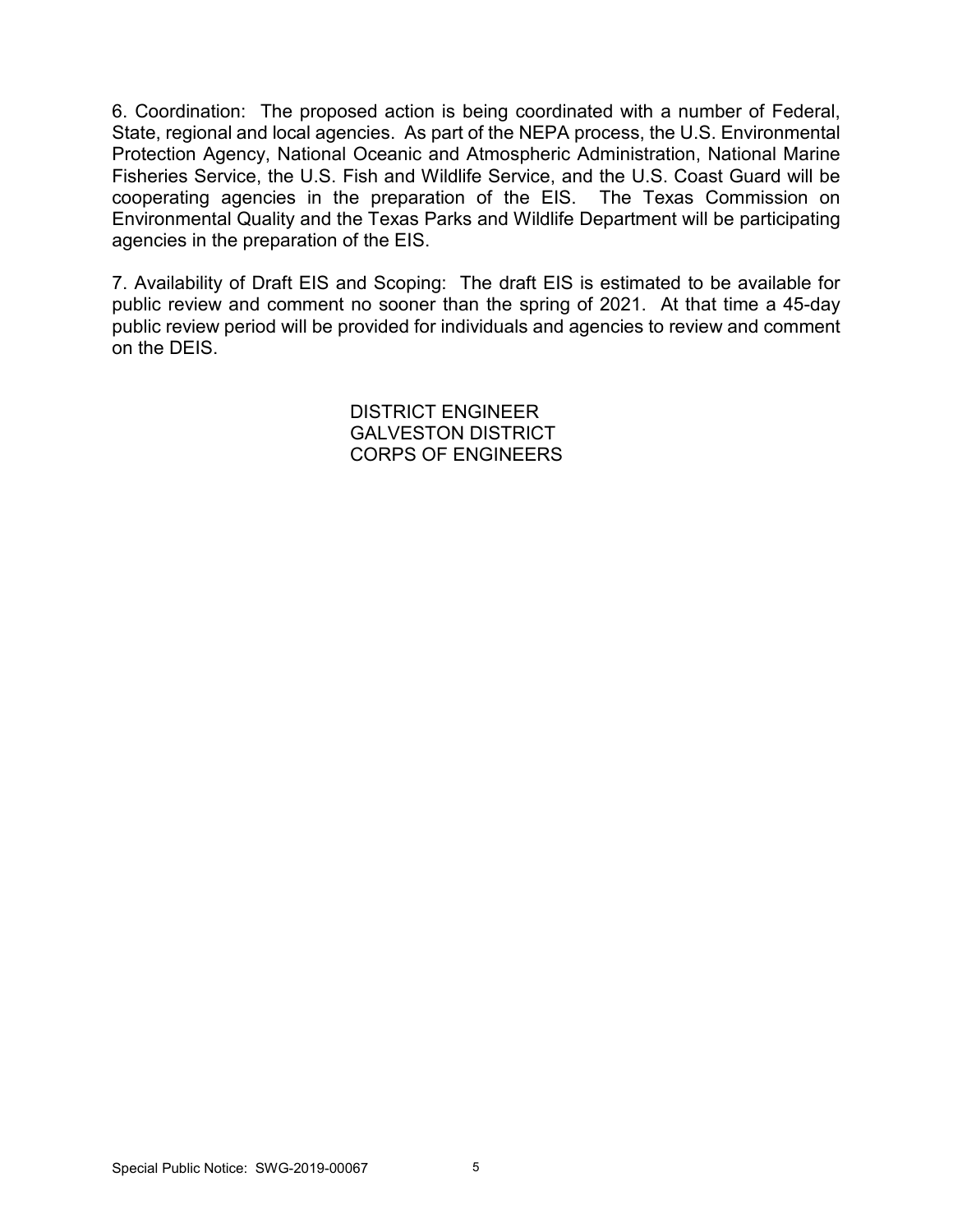6. Coordination: The proposed action is being coordinated with a number of Federal, State, regional and local agencies. As part of the NEPA process, the U.S. Environmental Protection Agency, National Oceanic and Atmospheric Administration, National Marine Fisheries Service, the U.S. Fish and Wildlife Service, and the U.S. Coast Guard will be cooperating agencies in the preparation of the EIS. The Texas Commission on Environmental Quality and the Texas Parks and Wildlife Department will be participating agencies in the preparation of the EIS.

7. Availability of Draft EIS and Scoping: The draft EIS is estimated to be available for public review and comment no sooner than the spring of 2021. At that time a 45-day public review period will be provided for individuals and agencies to review and comment on the DEIS.

DISTRICT ENGINEER
GALVESTON DISTRICT
CORPS OF ENGINEERS